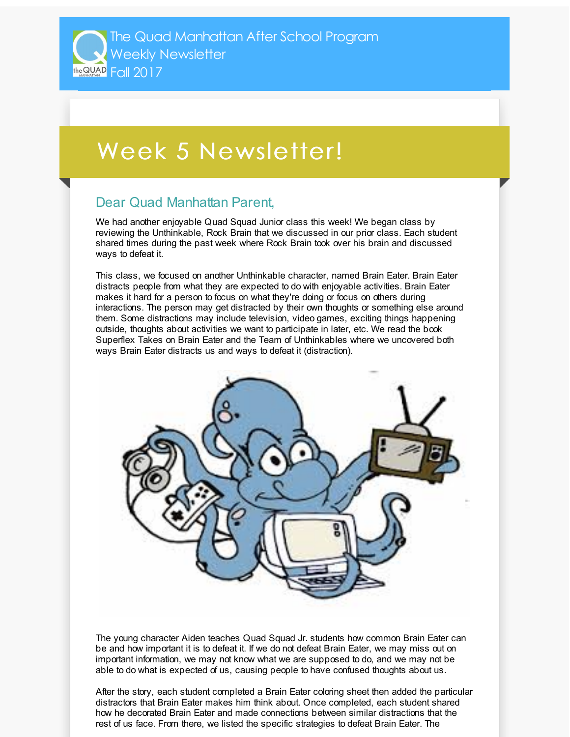# The Quad Manhattan After School Program
# Weekly Newsletter
# Fall 2017

## Week 5 Newsletter!

### Dear Quad Manhattan Parent,

We had another enjoyable Quad Squad Junior class this week! We began class by reviewing the Unthinkable, Rock Brain that we discussed in our prior class. Each student shared times during the past week where Rock Brain took over his brain and discussed ways to defeat it.

This class, we focused on another Unthinkable character, named Brain Eater. Brain Eater distracts people from what they are expected to do with enjoyable activities. Brain Eater makes it hard for a person to focus on what they're doing or focus on others during interactions. The person may get distracted by their own thoughts or something else around them. Some distractions may include television, video games, exciting things happening outside, thoughts about activities we want to participate in later, etc. We read the book Superflex Takes on Brain Eater and the Team of Unthinkables where we uncovered both ways Brain Eater distracts us and ways to defeat it (distraction).

The young character Aiden teaches Quad Squad Jr. students how common Brain Eater can be and how important it is to defeat it. If we do not defeat Brain Eater, we may miss out on important information, we may not know what we are supposed to do, and we may not be able to do what is expected of us, causing people to have confused thoughts about us.

After the story, each student completed a Brain Eater coloring sheet then added the particular distractors that Brain Eater makes him think about. Once completed, each student shared how he decorated Brain Eater and made connections between similar distractions that the rest of us face. From there, we listed the specific strategies to defeat Brain Eater. The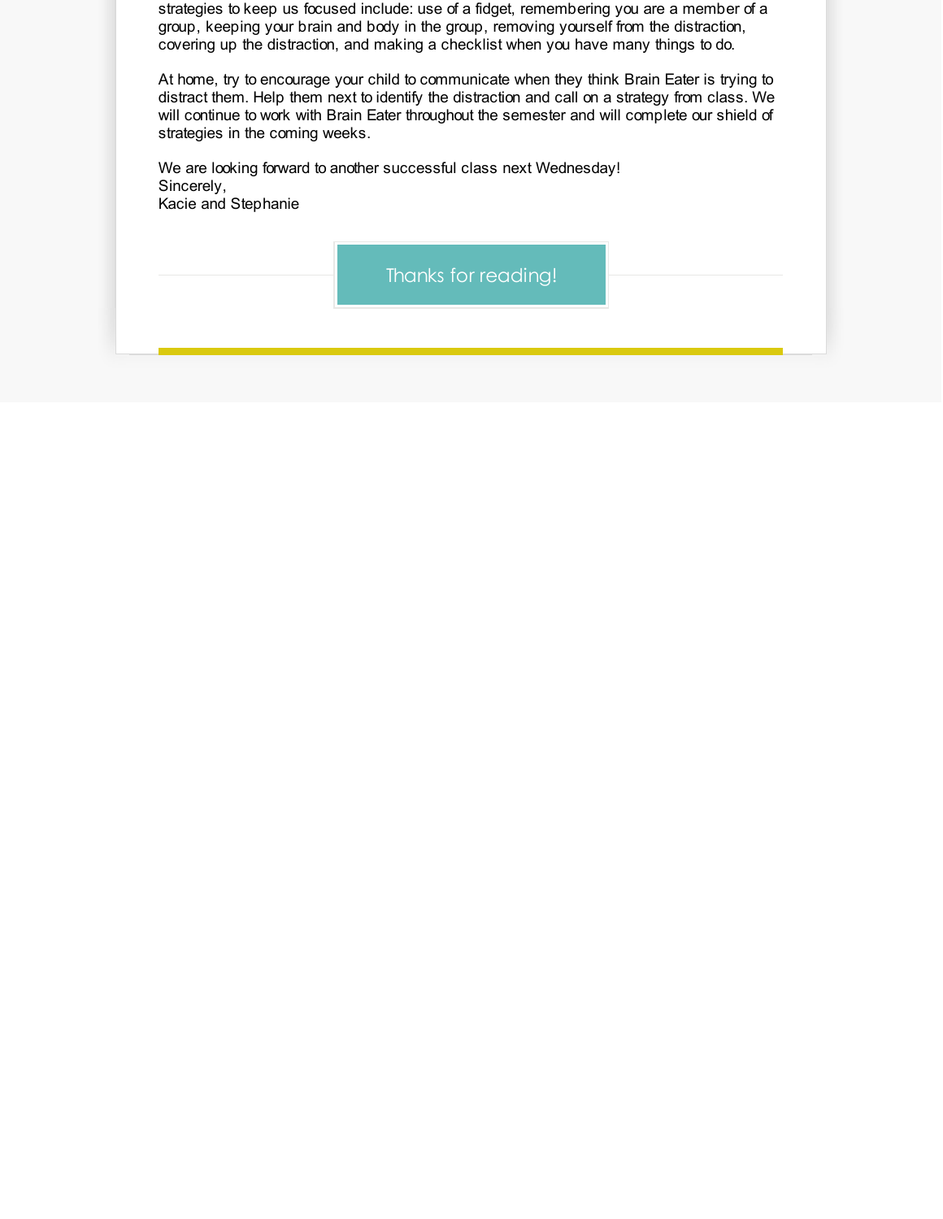strategies to keep us focused include: use of a fidget, remembering you are a member of a group, keeping your brain and body in the group, removing yourself from the distraction, covering up the distraction, and making a checklist when you have many things to do.

At home, try to encourage your child to communicate when they think Brain Eater is trying to distract them. Help them next to identify the distraction and call on a strategy from class. We will continue to work with Brain Eater throughout the semester and will complete our shield of strategies in the coming weeks.

We are looking forward to another successful class next Wednesday!
Sincerely,
Kacie and Stephanie

Thanks for reading!